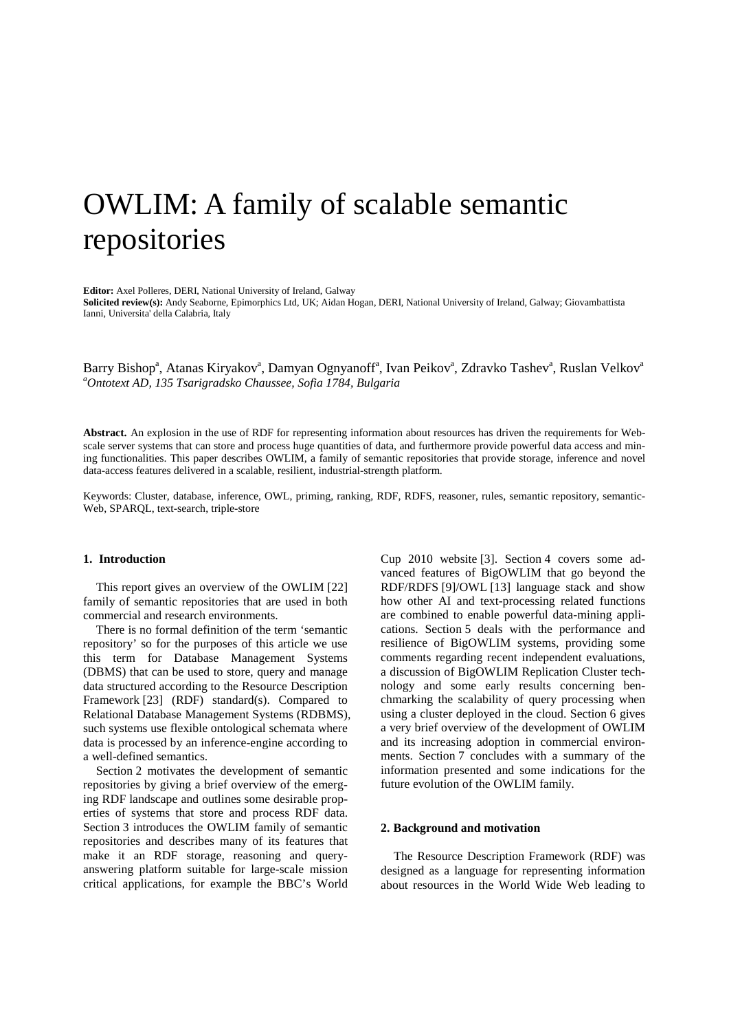# OWLIM: A family of scalable semantic repositories

**Editor:** Axel Polleres, DERI, National University of Ireland, Galway
**Solicited review(s):** Andy Seaborne, Epimorphics Ltd, UK; Aidan Hogan, DERI, National University of Ireland, Galway; Giovambattista Ianni, Universita' della Calabria, Italy

Barry Bishop[a], Atanas Kiryakov[a], Damyan Ognyanoff[a], Ivan Peikov[a], Zdravko Tashev[a], Ruslan Velkov[a]
[a]*Ontotext AD, 135 Tsarigradsko Chaussee, Sofia 1784, Bulgaria*

**Abstract.** An explosion in the use of RDF for representing information about resources has driven the requirements for Web-scale server systems that can store and process huge quantities of data, and furthermore provide powerful data access and mining functionalities. This paper describes OWLIM, a family of semantic repositories that provide storage, inference and novel data-access features delivered in a scalable, resilient, industrial-strength platform.

Keywords: Cluster, database, inference, OWL, priming, ranking, RDF, RDFS, reasoner, rules, semantic repository, semantic-Web, SPARQL, text-search, triple-store

## 1. Introduction

This report gives an overview of the OWLIM [22] family of semantic repositories that are used in both commercial and research environments.

There is no formal definition of the term 'semantic repository' so for the purposes of this article we use this term for Database Management Systems (DBMS) that can be used to store, query and manage data structured according to the Resource Description Framework [23] (RDF) standard(s). Compared to Relational Database Management Systems (RDBMS), such systems use flexible ontological schemata where data is processed by an inference-engine according to a well-defined semantics.

Section 2 motivates the development of semantic repositories by giving a brief overview of the emerging RDF landscape and outlines some desirable properties of systems that store and process RDF data. Section 3 introduces the OWLIM family of semantic repositories and describes many of its features that make it an RDF storage, reasoning and query-answering platform suitable for large-scale mission critical applications, for example the BBC's World Cup 2010 website [3]. Section 4 covers some advanced features of BigOWLIM that go beyond the RDF/RDFS [9]/OWL [13] language stack and show how other AI and text-processing related functions are combined to enable powerful data-mining applications. Section 5 deals with the performance and resilience of BigOWLIM systems, providing some comments regarding recent independent evaluations, a discussion of BigOWLIM Replication Cluster technology and some early results concerning benchmarking the scalability of query processing when using a cluster deployed in the cloud. Section 6 gives a very brief overview of the development of OWLIM and its increasing adoption in commercial environments. Section 7 concludes with a summary of the information presented and some indications for the future evolution of the OWLIM family.

## 2. Background and motivation

The Resource Description Framework (RDF) was designed as a language for representing information about resources in the World Wide Web leading to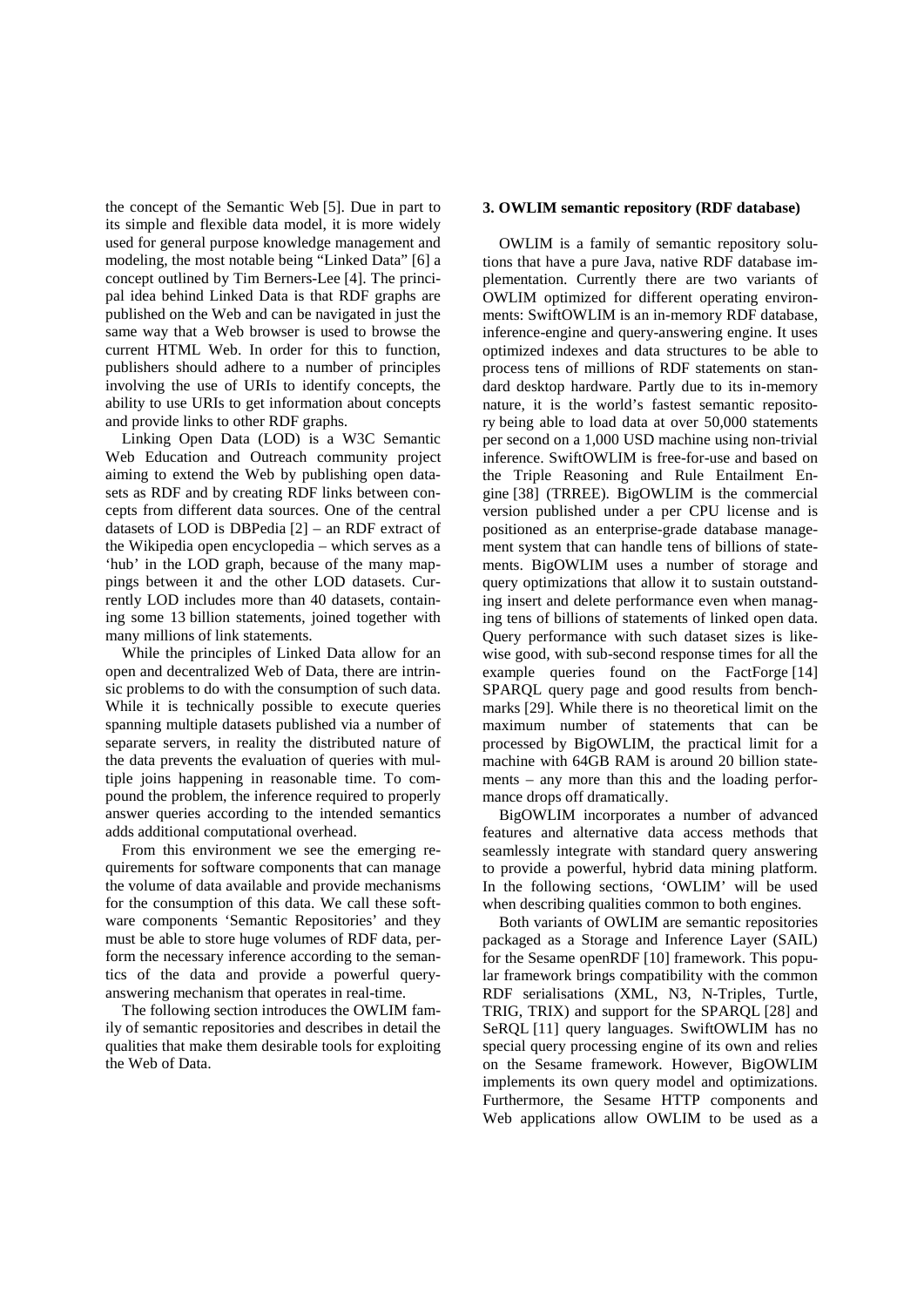the concept of the Semantic Web [5]. Due in part to its simple and flexible data model, it is more widely used for general purpose knowledge management and modeling, the most notable being "Linked Data" [6] a concept outlined by Tim Berners-Lee [4]. The principal idea behind Linked Data is that RDF graphs are published on the Web and can be navigated in just the same way that a Web browser is used to browse the current HTML Web. In order for this to function, publishers should adhere to a number of principles involving the use of URIs to identify concepts, the ability to use URIs to get information about concepts and provide links to other RDF graphs.

Linking Open Data (LOD) is a W3C Semantic Web Education and Outreach community project aiming to extend the Web by publishing open datasets as RDF and by creating RDF links between concepts from different data sources. One of the central datasets of LOD is DBPedia [2] – an RDF extract of the Wikipedia open encyclopedia – which serves as a 'hub' in the LOD graph, because of the many mappings between it and the other LOD datasets. Currently LOD includes more than 40 datasets, containing some 13 billion statements, joined together with many millions of link statements.

While the principles of Linked Data allow for an open and decentralized Web of Data, there are intrinsic problems to do with the consumption of such data. While it is technically possible to execute queries spanning multiple datasets published via a number of separate servers, in reality the distributed nature of the data prevents the evaluation of queries with multiple joins happening in reasonable time. To compound the problem, the inference required to properly answer queries according to the intended semantics adds additional computational overhead.

From this environment we see the emerging requirements for software components that can manage the volume of data available and provide mechanisms for the consumption of this data. We call these software components 'Semantic Repositories' and they must be able to store huge volumes of RDF data, perform the necessary inference according to the semantics of the data and provide a powerful query-answering mechanism that operates in real-time.

The following section introduces the OWLIM family of semantic repositories and describes in detail the qualities that make them desirable tools for exploiting the Web of Data.

## 3. OWLIM semantic repository (RDF database)

OWLIM is a family of semantic repository solutions that have a pure Java, native RDF database implementation. Currently there are two variants of OWLIM optimized for different operating environments: SwiftOWLIM is an in-memory RDF database, inference-engine and query-answering engine. It uses optimized indexes and data structures to be able to process tens of millions of RDF statements on standard desktop hardware. Partly due to its in-memory nature, it is the world's fastest semantic repository being able to load data at over 50,000 statements per second on a 1,000 USD machine using non-trivial inference. SwiftOWLIM is free-for-use and based on the Triple Reasoning and Rule Entailment Engine [38] (TRREE). BigOWLIM is the commercial version published under a per CPU license and is positioned as an enterprise-grade database management system that can handle tens of billions of statements. BigOWLIM uses a number of storage and query optimizations that allow it to sustain outstanding insert and delete performance even when managing tens of billions of statements of linked open data. Query performance with such dataset sizes is likewise good, with sub-second response times for all the example queries found on the FactForge [14] SPARQL query page and good results from benchmarks [29]. While there is no theoretical limit on the maximum number of statements that can be processed by BigOWLIM, the practical limit for a machine with 64GB RAM is around 20 billion statements – any more than this and the loading performance drops off dramatically.

BigOWLIM incorporates a number of advanced features and alternative data access methods that seamlessly integrate with standard query answering to provide a powerful, hybrid data mining platform. In the following sections, 'OWLIM' will be used when describing qualities common to both engines.

Both variants of OWLIM are semantic repositories packaged as a Storage and Inference Layer (SAIL) for the Sesame openRDF [10] framework. This popular framework brings compatibility with the common RDF serialisations (XML, N3, N-Triples, Turtle, TRIG, TRIX) and support for the SPARQL [28] and SeRQL [11] query languages. SwiftOWLIM has no special query processing engine of its own and relies on the Sesame framework. However, BigOWLIM implements its own query model and optimizations. Furthermore, the Sesame HTTP components and Web applications allow OWLIM to be used as a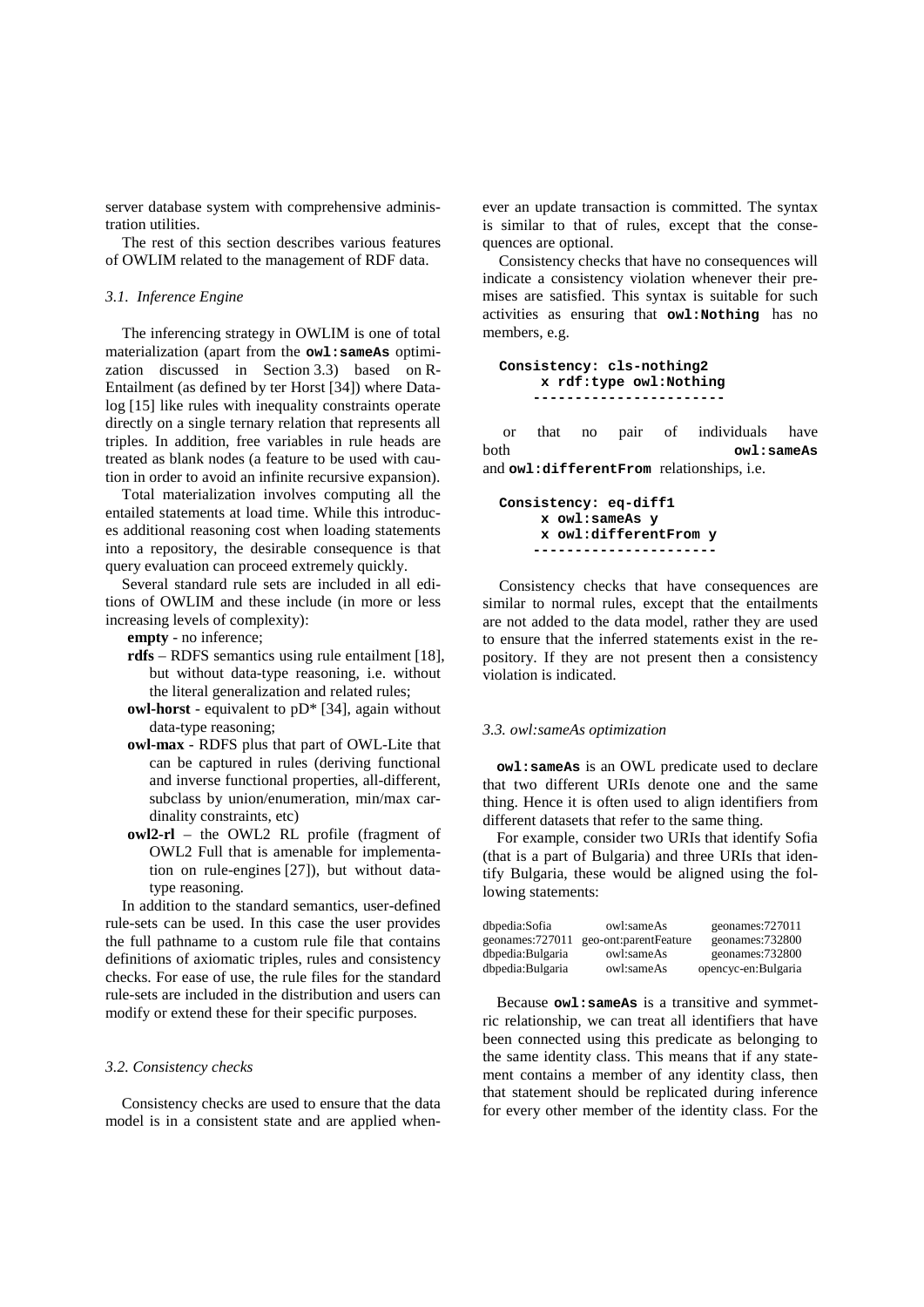server database system with comprehensive administration utilities.

The rest of this section describes various features of OWLIM related to the management of RDF data.

### 3.1. Inference Engine

The inferencing strategy in OWLIM is one of total materialization (apart from the **owl:sameAs** optimization discussed in Section 3.3) based on R-Entailment (as defined by ter Horst [34]) where Datalog [15] like rules with inequality constraints operate directly on a single ternary relation that represents all triples. In addition, free variables in rule heads are treated as blank nodes (a feature to be used with caution in order to avoid an infinite recursive expansion).

Total materialization involves computing all the entailed statements at load time. While this introduces additional reasoning cost when loading statements into a repository, the desirable consequence is that query evaluation can proceed extremely quickly.

Several standard rule sets are included in all editions of OWLIM and these include (in more or less increasing levels of complexity):

- **empty** - no inference;
- **rdfs** – RDFS semantics using rule entailment [18], but without data-type reasoning, i.e. without the literal generalization and related rules;
- **owl-horst** - equivalent to pD* [34], again without data-type reasoning;
- **owl-max** - RDFS plus that part of OWL-Lite that can be captured in rules (deriving functional and inverse functional properties, all-different, subclass by union/enumeration, min/max cardinality constraints, etc)
- **owl2-rl** – the OWL2 RL profile (fragment of OWL2 Full that is amenable for implementation on rule-engines [27]), but without data-type reasoning.

In addition to the standard semantics, user-defined rule-sets can be used. In this case the user provides the full pathname to a custom rule file that contains definitions of axiomatic triples, rules and consistency checks. For ease of use, the rule files for the standard rule-sets are included in the distribution and users can modify or extend these for their specific purposes.

### 3.2. Consistency checks

Consistency checks are used to ensure that the data model is in a consistent state and are applied whenever an update transaction is committed. The syntax is similar to that of rules, except that the consequences are optional.

Consistency checks that have no consequences will indicate a consistency violation whenever their premises are satisfied. This syntax is suitable for such activities as ensuring that **owl:Nothing** has no members, e.g.

```
Consistency: cls-nothing2
     x rdf:type owl:Nothing
    ----------------------
```

or that no pair of individuals have both **owl:sameAs** and **owl:differentFrom** relationships, i.e.

```
Consistency: eq-diff1
     x owl:sameAs y
     x owl:differentFrom y
    ---------------------
```

Consistency checks that have consequences are similar to normal rules, except that the entailments are not added to the data model, rather they are used to ensure that the inferred statements exist in the repository. If they are not present then a consistency violation is indicated.

### 3.3. owl:sameAs optimization

**owl:sameAs** is an OWL predicate used to declare that two different URIs denote one and the same thing. Hence it is often used to align identifiers from different datasets that refer to the same thing.

For example, consider two URIs that identify Sofia (that is a part of Bulgaria) and three URIs that identify Bulgaria, these would be aligned using the following statements:

| | | |
|---|---|---|
| dbpedia:Sofia | owl:sameAs | geonames:727011 |
| geonames:727011 | geo-ont:parentFeature | geonames:732800 |
| dbpedia:Bulgaria | owl:sameAs | geonames:732800 |
| dbpedia:Bulgaria | owl:sameAs | opencyc-en:Bulgaria |

Because **owl:sameAs** is a transitive and symmetric relationship, we can treat all identifiers that have been connected using this predicate as belonging to the same identity class. This means that if any statement contains a member of any identity class, then that statement should be replicated during inference for every other member of the identity class. For the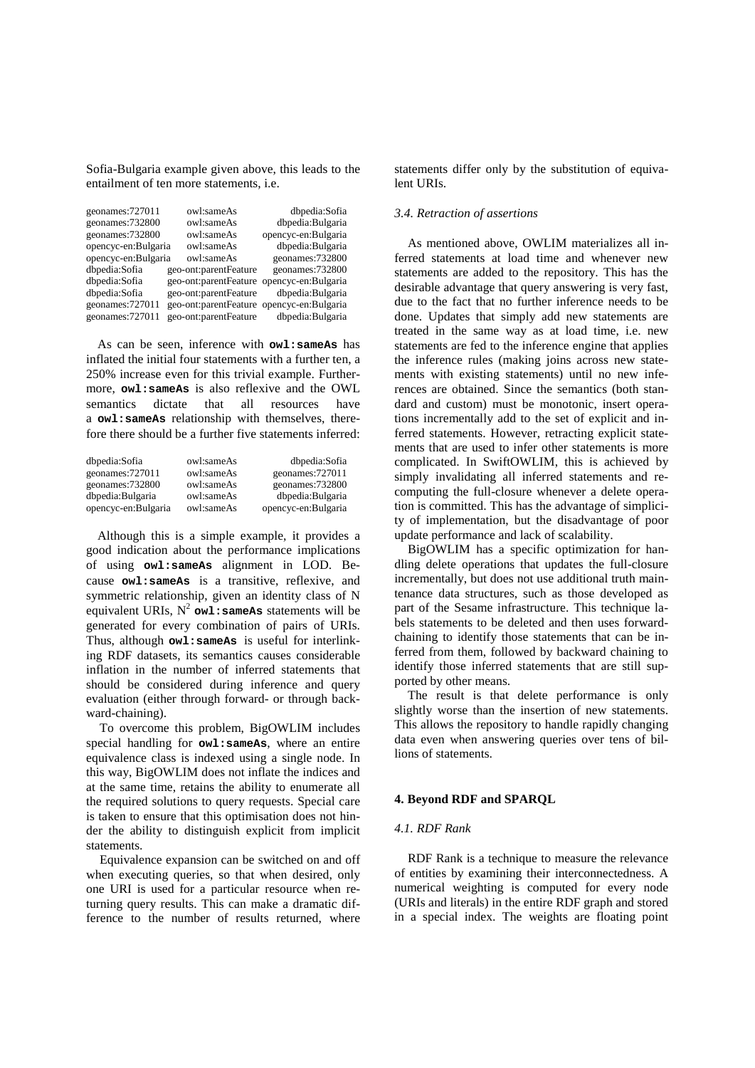Sofia-Bulgaria example given above, this leads to the entailment of ten more statements, i.e.

| | | |
|---|---|---|
| geonames:727011 | owl:sameAs | dbpedia:Sofia |
| geonames:732800 | owl:sameAs | dbpedia:Bulgaria |
| geonames:732800 | owl:sameAs | opencyc-en:Bulgaria |
| opencyc-en:Bulgaria | owl:sameAs | dbpedia:Bulgaria |
| opencyc-en:Bulgaria | owl:sameAs | geonames:732800 |
| dbpedia:Sofia | geo-ont:parentFeature | geonames:732800 |
| dbpedia:Sofia | geo-ont:parentFeature | opencyc-en:Bulgaria |
| dbpedia:Sofia | geo-ont:parentFeature | dbpedia:Bulgaria |
| geonames:727011 | geo-ont:parentFeature | opencyc-en:Bulgaria |
| geonames:727011 | geo-ont:parentFeature | dbpedia:Bulgaria |

As can be seen, inference with **owl:sameAs** has inflated the initial four statements with a further ten, a 250% increase even for this trivial example. Furthermore, **owl:sameAs** is also reflexive and the OWL semantics dictate that all resources have a **owl:sameAs** relationship with themselves, therefore there should be a further five statements inferred:

| | | |
|---|---|---|
| dbpedia:Sofia | owl:sameAs | dbpedia:Sofia |
| geonames:727011 | owl:sameAs | geonames:727011 |
| geonames:732800 | owl:sameAs | geonames:732800 |
| dbpedia:Bulgaria | owl:sameAs | dbpedia:Bulgaria |
| opencyc-en:Bulgaria | owl:sameAs | opencyc-en:Bulgaria |

Although this is a simple example, it provides a good indication about the performance implications of using **owl:sameAs** alignment in LOD. Because **owl:sameAs** is a transitive, reflexive, and symmetric relationship, given an identity class of N equivalent URIs, $N^2$ **owl:sameAs** statements will be generated for every combination of pairs of URIs. Thus, although **owl:sameAs** is useful for interlinking RDF datasets, its semantics causes considerable inflation in the number of inferred statements that should be considered during inference and query evaluation (either through forward- or through backward-chaining).

To overcome this problem, BigOWLIM includes special handling for **owl:sameAs**, where an entire equivalence class is indexed using a single node. In this way, BigOWLIM does not inflate the indices and at the same time, retains the ability to enumerate all the required solutions to query requests. Special care is taken to ensure that this optimisation does not hinder the ability to distinguish explicit from implicit statements.

Equivalence expansion can be switched on and off when executing queries, so that when desired, only one URI is used for a particular resource when returning query results. This can make a dramatic difference to the number of results returned, where statements differ only by the substitution of equivalent URIs.

### *3.4. Retraction of assertions*

As mentioned above, OWLIM materializes all inferred statements at load time and whenever new statements are added to the repository. This has the desirable advantage that query answering is very fast, due to the fact that no further inference needs to be done. Updates that simply add new statements are treated in the same way as at load time, i.e. new statements are fed to the inference engine that applies the inference rules (making joins across new statements with existing statements) until no new inferences are obtained. Since the semantics (both standard and custom) must be monotonic, insert operations incrementally add to the set of explicit and inferred statements. However, retracting explicit statements that are used to infer other statements is more complicated. In SwiftOWLIM, this is achieved by simply invalidating all inferred statements and recomputing the full-closure whenever a delete operation is committed. This has the advantage of simplicity of implementation, but the disadvantage of poor update performance and lack of scalability.

BigOWLIM has a specific optimization for handling delete operations that updates the full-closure incrementally, but does not use additional truth maintenance data structures, such as those developed as part of the Sesame infrastructure. This technique labels statements to be deleted and then uses forward-chaining to identify those statements that can be inferred from them, followed by backward chaining to identify those inferred statements that are still supported by other means.

The result is that delete performance is only slightly worse than the insertion of new statements. This allows the repository to handle rapidly changing data even when answering queries over tens of billions of statements.

## 4. Beyond RDF and SPARQL

### *4.1. RDF Rank*

RDF Rank is a technique to measure the relevance of entities by examining their interconnectedness. A numerical weighting is computed for every node (URIs and literals) in the entire RDF graph and stored in a special index. The weights are floating point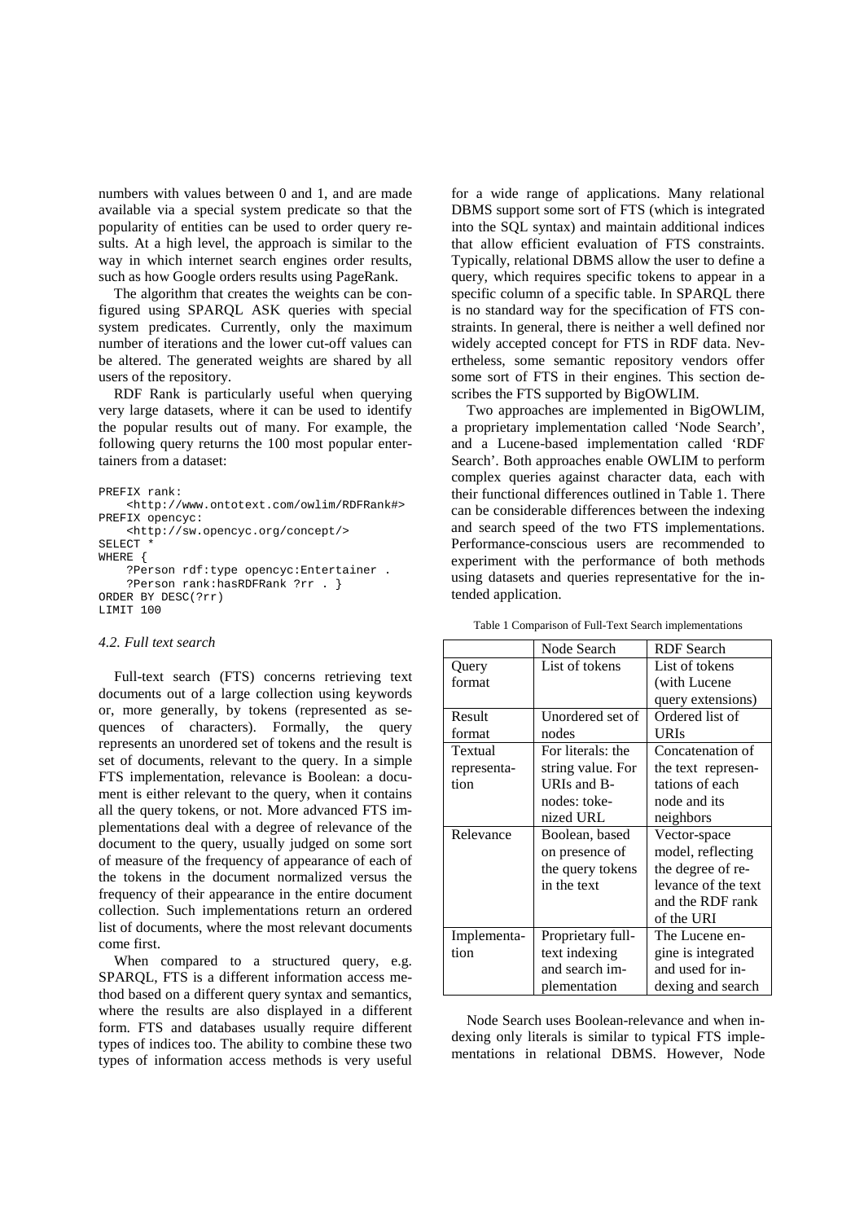numbers with values between 0 and 1, and are made available via a special system predicate so that the popularity of entities can be used to order query results. At a high level, the approach is similar to the way in which internet search engines order results, such as how Google orders results using PageRank.

The algorithm that creates the weights can be configured using SPARQL ASK queries with special system predicates. Currently, only the maximum number of iterations and the lower cut-off values can be altered. The generated weights are shared by all users of the repository.

RDF Rank is particularly useful when querying very large datasets, where it can be used to identify the popular results out of many. For example, the following query returns the 100 most popular entertainers from a dataset:

```
PREFIX rank:
    <http://www.ontotext.com/owlim/RDFRank#>
PREFIX opencyc:
    <http://sw.opencyc.org/concept/>
SELECT *
WHERE {
    ?Person rdf:type opencyc:Entertainer .
    ?Person rank:hasRDFRank ?rr . }
ORDER BY DESC(?rr)
LIMIT 100
```

### *4.2. Full text search*

Full-text search (FTS) concerns retrieving text documents out of a large collection using keywords or, more generally, by tokens (represented as sequences of characters). Formally, the query represents an unordered set of tokens and the result is set of documents, relevant to the query. In a simple FTS implementation, relevance is Boolean: a document is either relevant to the query, when it contains all the query tokens, or not. More advanced FTS implementations deal with a degree of relevance of the document to the query, usually judged on some sort of measure of the frequency of appearance of each of the tokens in the document normalized versus the frequency of their appearance in the entire document collection. Such implementations return an ordered list of documents, where the most relevant documents come first.

When compared to a structured query, e.g. SPARQL, FTS is a different information access method based on a different query syntax and semantics, where the results are also displayed in a different form. FTS and databases usually require different types of indices too. The ability to combine these two types of information access methods is very useful for a wide range of applications. Many relational DBMS support some sort of FTS (which is integrated into the SQL syntax) and maintain additional indices that allow efficient evaluation of FTS constraints. Typically, relational DBMS allow the user to define a query, which requires specific tokens to appear in a specific column of a specific table. In SPARQL there is no standard way for the specification of FTS constraints. In general, there is neither a well defined nor widely accepted concept for FTS in RDF data. Nevertheless, some semantic repository vendors offer some sort of FTS in their engines. This section describes the FTS supported by BigOWLIM.

Two approaches are implemented in BigOWLIM, a proprietary implementation called 'Node Search', and a Lucene-based implementation called 'RDF Search'. Both approaches enable OWLIM to perform complex queries against character data, each with their functional differences outlined in Table 1. There can be considerable differences between the indexing and search speed of the two FTS implementations. Performance-conscious users are recommended to experiment with the performance of both methods using datasets and queries representative for the intended application.

Table 1 Comparison of Full-Text Search implementations

| | Node Search | RDF Search |
|---|---|---|
| Query format | List of tokens | List of tokens (with Lucene query extensions) |
| Result format | Unordered set of nodes | Ordered list of URIs |
| Textual representation | For literals: the string value. For URIs and B-nodes: tokenized URL | Concatenation of the text representations of each node and its neighbors |
| Relevance | Boolean, based on presence of the query tokens in the text | Vector-space model, reflecting the degree of relevance of the text and the RDF rank of the URI |
| Implementation | Proprietary full-text indexing and search implementation | The Lucene engine is integrated and used for indexing and search |

Node Search uses Boolean-relevance and when indexing only literals is similar to typical FTS implementations in relational DBMS. However, Node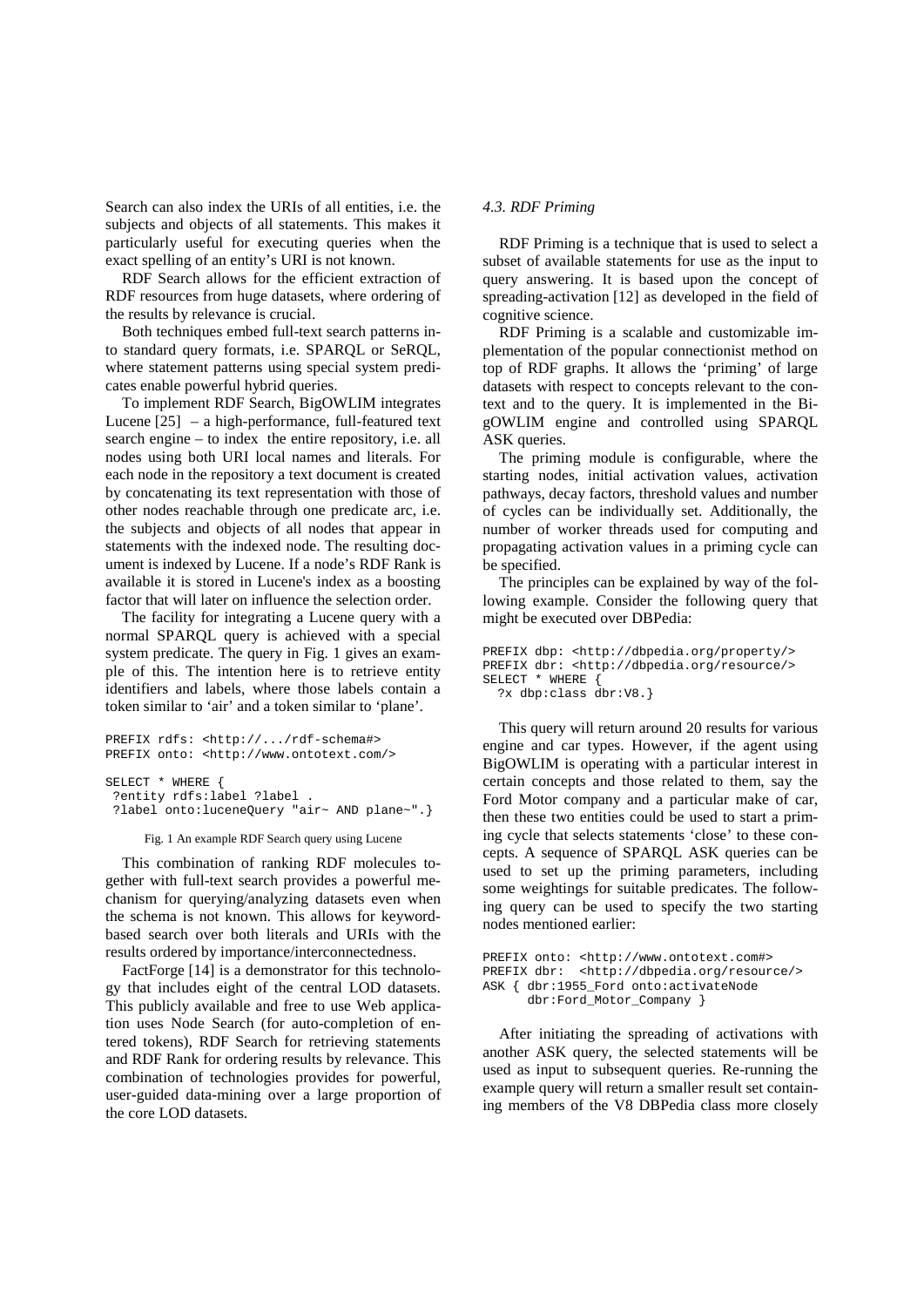Search can also index the URIs of all entities, i.e. the subjects and objects of all statements. This makes it particularly useful for executing queries when the exact spelling of an entity's URI is not known.

RDF Search allows for the efficient extraction of RDF resources from huge datasets, where ordering of the results by relevance is crucial.

Both techniques embed full-text search patterns into standard query formats, i.e. SPARQL or SeRQL, where statement patterns using special system predicates enable powerful hybrid queries.

To implement RDF Search, BigOWLIM integrates Lucene [25] – a high-performance, full-featured text search engine – to index the entire repository, i.e. all nodes using both URI local names and literals. For each node in the repository a text document is created by concatenating its text representation with those of other nodes reachable through one predicate arc, i.e. the subjects and objects of all nodes that appear in statements with the indexed node. The resulting document is indexed by Lucene. If a node's RDF Rank is available it is stored in Lucene's index as a boosting factor that will later on influence the selection order.

The facility for integrating a Lucene query with a normal SPARQL query is achieved with a special system predicate. The query in Fig. 1 gives an example of this. The intention here is to retrieve entity identifiers and labels, where those labels contain a token similar to 'air' and a token similar to 'plane'.

```
PREFIX rdfs: <http://.../rdf-schema#>
PREFIX onto: <http://www.ontotext.com/>

SELECT * WHERE {
 ?entity rdfs:label ?label .
 ?label onto:luceneQuery "air~ AND plane~".}
```

Fig. 1 An example RDF Search query using Lucene

This combination of ranking RDF molecules together with full-text search provides a powerful mechanism for querying/analyzing datasets even when the schema is not known. This allows for keyword-based search over both literals and URIs with the results ordered by importance/interconnectedness.

FactForge [14] is a demonstrator for this technology that includes eight of the central LOD datasets. This publicly available and free to use Web application uses Node Search (for auto-completion of entered tokens), RDF Search for retrieving statements and RDF Rank for ordering results by relevance. This combination of technologies provides for powerful, user-guided data-mining over a large proportion of the core LOD datasets.

### *4.3. RDF Priming*

RDF Priming is a technique that is used to select a subset of available statements for use as the input to query answering. It is based upon the concept of spreading-activation [12] as developed in the field of cognitive science.

RDF Priming is a scalable and customizable implementation of the popular connectionist method on top of RDF graphs. It allows the 'priming' of large datasets with respect to concepts relevant to the context and to the query. It is implemented in the BigOWLIM engine and controlled using SPARQL ASK queries.

The priming module is configurable, where the starting nodes, initial activation values, activation pathways, decay factors, threshold values and number of cycles can be individually set. Additionally, the number of worker threads used for computing and propagating activation values in a priming cycle can be specified.

The principles can be explained by way of the following example. Consider the following query that might be executed over DBPedia:

```
PREFIX dbp: <http://dbpedia.org/property/>
PREFIX dbr: <http://dbpedia.org/resource/>
SELECT * WHERE {
  ?x dbp:class dbr:V8.}
```

This query will return around 20 results for various engine and car types. However, if the agent using BigOWLIM is operating with a particular interest in certain concepts and those related to them, say the Ford Motor company and a particular make of car, then these two entities could be used to start a priming cycle that selects statements 'close' to these concepts. A sequence of SPARQL ASK queries can be used to set up the priming parameters, including some weightings for suitable predicates. The following query can be used to specify the two starting nodes mentioned earlier:

```
PREFIX onto: <http://www.ontotext.com#>
PREFIX dbr:  <http://dbpedia.org/resource/>
ASK { dbr:1955_Ford onto:activateNode
      dbr:Ford_Motor_Company }
```

After initiating the spreading of activations with another ASK query, the selected statements will be used as input to subsequent queries. Re-running the example query will return a smaller result set containing members of the V8 DBPedia class more closely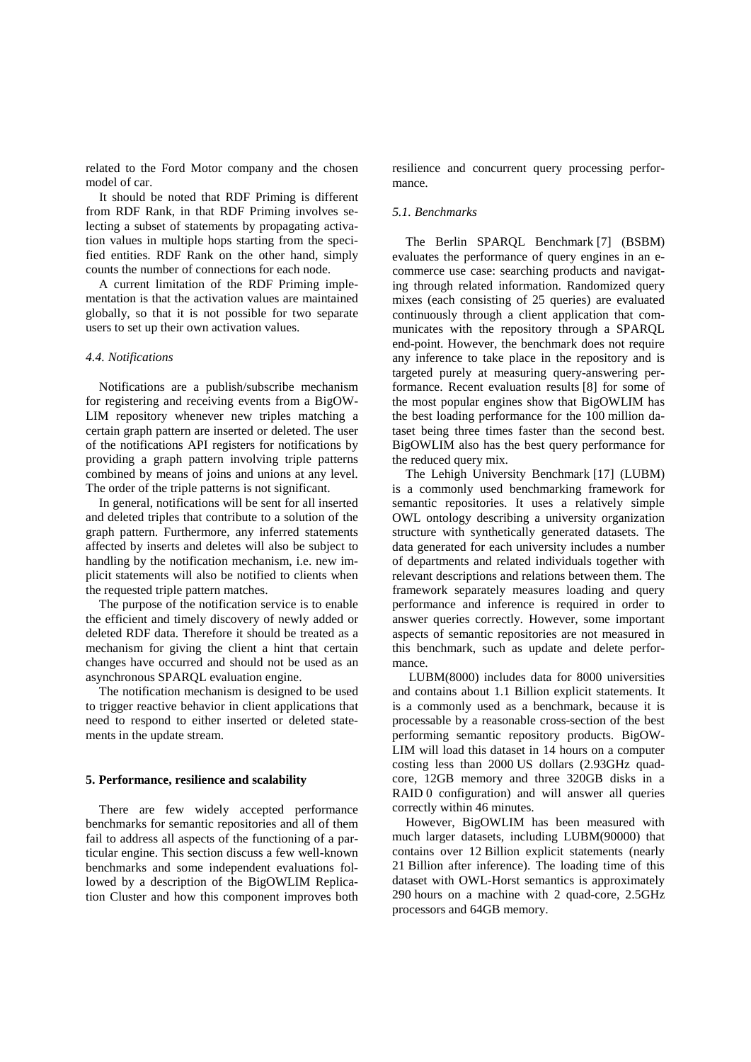related to the Ford Motor company and the chosen model of car.

It should be noted that RDF Priming is different from RDF Rank, in that RDF Priming involves selecting a subset of statements by propagating activation values in multiple hops starting from the specified entities. RDF Rank on the other hand, simply counts the number of connections for each node.

A current limitation of the RDF Priming implementation is that the activation values are maintained globally, so that it is not possible for two separate users to set up their own activation values.

### *4.4. Notifications*

Notifications are a publish/subscribe mechanism for registering and receiving events from a BigOWLIM repository whenever new triples matching a certain graph pattern are inserted or deleted. The user of the notifications API registers for notifications by providing a graph pattern involving triple patterns combined by means of joins and unions at any level. The order of the triple patterns is not significant.

In general, notifications will be sent for all inserted and deleted triples that contribute to a solution of the graph pattern. Furthermore, any inferred statements affected by inserts and deletes will also be subject to handling by the notification mechanism, i.e. new implicit statements will also be notified to clients when the requested triple pattern matches.

The purpose of the notification service is to enable the efficient and timely discovery of newly added or deleted RDF data. Therefore it should be treated as a mechanism for giving the client a hint that certain changes have occurred and should not be used as an asynchronous SPARQL evaluation engine.

The notification mechanism is designed to be used to trigger reactive behavior in client applications that need to respond to either inserted or deleted statements in the update stream.

## 5. Performance, resilience and scalability

There are few widely accepted performance benchmarks for semantic repositories and all of them fail to address all aspects of the functioning of a particular engine. This section discuss a few well-known benchmarks and some independent evaluations followed by a description of the BigOWLIM Replication Cluster and how this component improves both resilience and concurrent query processing performance.

### *5.1. Benchmarks*

The Berlin SPARQL Benchmark [7] (BSBM) evaluates the performance of query engines in an e-commerce use case: searching products and navigating through related information. Randomized query mixes (each consisting of 25 queries) are evaluated continuously through a client application that communicates with the repository through a SPARQL end-point. However, the benchmark does not require any inference to take place in the repository and is targeted purely at measuring query-answering performance. Recent evaluation results [8] for some of the most popular engines show that BigOWLIM has the best loading performance for the 100 million dataset being three times faster than the second best. BigOWLIM also has the best query performance for the reduced query mix.

The Lehigh University Benchmark [17] (LUBM) is a commonly used benchmarking framework for semantic repositories. It uses a relatively simple OWL ontology describing a university organization structure with synthetically generated datasets. The data generated for each university includes a number of departments and related individuals together with relevant descriptions and relations between them. The framework separately measures loading and query performance and inference is required in order to answer queries correctly. However, some important aspects of semantic repositories are not measured in this benchmark, such as update and delete performance.

LUBM(8000) includes data for 8000 universities and contains about 1.1 Billion explicit statements. It is a commonly used as a benchmark, because it is processable by a reasonable cross-section of the best performing semantic repository products. BigOWLIM will load this dataset in 14 hours on a computer costing less than 2000 US dollars (2.93GHz quad-core, 12GB memory and three 320GB disks in a RAID 0 configuration) and will answer all queries correctly within 46 minutes.

However, BigOWLIM has been measured with much larger datasets, including LUBM(90000) that contains over 12 Billion explicit statements (nearly 21 Billion after inference). The loading time of this dataset with OWL-Horst semantics is approximately 290 hours on a machine with 2 quad-core, 2.5GHz processors and 64GB memory.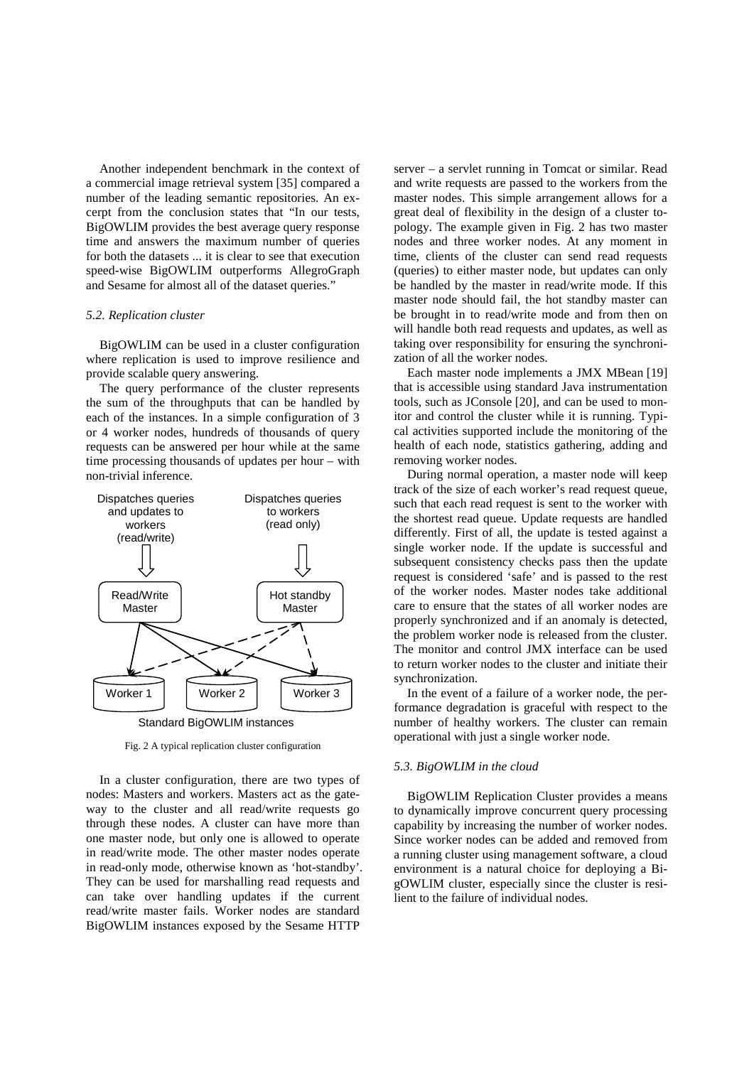Another independent benchmark in the context of a commercial image retrieval system [35] compared a number of the leading semantic repositories. An excerpt from the conclusion states that "In our tests, BigOWLIM provides the best average query response time and answers the maximum number of queries for both the datasets ... it is clear to see that execution speed-wise BigOWLIM outperforms AllegroGraph and Sesame for almost all of the dataset queries."

### *5.2. Replication cluster*

BigOWLIM can be used in a cluster configuration where replication is used to improve resilience and provide scalable query answering.

The query performance of the cluster represents the sum of the throughputs that can be handled by each of the instances. In a simple configuration of 3 or 4 worker nodes, hundreds of thousands of query requests can be answered per hour while at the same time processing thousands of updates per hour – with non-trivial inference.

Fig. 2 A typical replication cluster configuration

In a cluster configuration, there are two types of nodes: Masters and workers. Masters act as the gateway to the cluster and all read/write requests go through these nodes. A cluster can have more than one master node, but only one is allowed to operate in read/write mode. The other master nodes operate in read-only mode, otherwise known as 'hot-standby'. They can be used for marshalling read requests and can take over handling updates if the current read/write master fails. Worker nodes are standard BigOWLIM instances exposed by the Sesame HTTP server – a servlet running in Tomcat or similar. Read and write requests are passed to the workers from the master nodes. This simple arrangement allows for a great deal of flexibility in the design of a cluster topology. The example given in Fig. 2 has two master nodes and three worker nodes. At any moment in time, clients of the cluster can send read requests (queries) to either master node, but updates can only be handled by the master in read/write mode. If this master node should fail, the hot standby master can be brought in to read/write mode and from then on will handle both read requests and updates, as well as taking over responsibility for ensuring the synchronization of all the worker nodes.

Each master node implements a JMX MBean [19] that is accessible using standard Java instrumentation tools, such as JConsole [20], and can be used to monitor and control the cluster while it is running. Typical activities supported include the monitoring of the health of each node, statistics gathering, adding and removing worker nodes.

During normal operation, a master node will keep track of the size of each worker's read request queue, such that each read request is sent to the worker with the shortest read queue. Update requests are handled differently. First of all, the update is tested against a single worker node. If the update is successful and subsequent consistency checks pass then the update request is considered 'safe' and is passed to the rest of the worker nodes. Master nodes take additional care to ensure that the states of all worker nodes are properly synchronized and if an anomaly is detected, the problem worker node is released from the cluster. The monitor and control JMX interface can be used to return worker nodes to the cluster and initiate their synchronization.

In the event of a failure of a worker node, the performance degradation is graceful with respect to the number of healthy workers. The cluster can remain operational with just a single worker node.

### *5.3. BigOWLIM in the cloud*

BigOWLIM Replication Cluster provides a means to dynamically improve concurrent query processing capability by increasing the number of worker nodes. Since worker nodes can be added and removed from a running cluster using management software, a cloud environment is a natural choice for deploying a BigOWLIM cluster, especially since the cluster is resilient to the failure of individual nodes.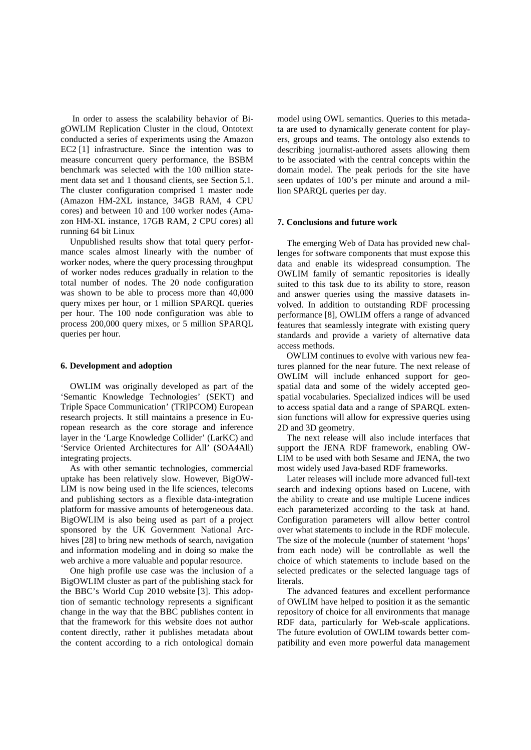In order to assess the scalability behavior of BigOWLIM Replication Cluster in the cloud, Ontotext conducted a series of experiments using the Amazon EC2 [1] infrastructure. Since the intention was to measure concurrent query performance, the BSBM benchmark was selected with the 100 million statement data set and 1 thousand clients, see Section 5.1. The cluster configuration comprised 1 master node (Amazon HM-2XL instance, 34GB RAM, 4 CPU cores) and between 10 and 100 worker nodes (Amazon HM-XL instance, 17GB RAM, 2 CPU cores) all running 64 bit Linux

Unpublished results show that total query performance scales almost linearly with the number of worker nodes, where the query processing throughput of worker nodes reduces gradually in relation to the total number of nodes. The 20 node configuration was shown to be able to process more than 40,000 query mixes per hour, or 1 million SPARQL queries per hour. The 100 node configuration was able to process 200,000 query mixes, or 5 million SPARQL queries per hour.

### 6. Development and adoption

OWLIM was originally developed as part of the 'Semantic Knowledge Technologies' (SEKT) and Triple Space Communication' (TRIPCOM) European research projects. It still maintains a presence in European research as the core storage and inference layer in the 'Large Knowledge Collider' (LarKC) and 'Service Oriented Architectures for All' (SOA4All) integrating projects.

As with other semantic technologies, commercial uptake has been relatively slow. However, BigOWLIM is now being used in the life sciences, telecoms and publishing sectors as a flexible data-integration platform for massive amounts of heterogeneous data. BigOWLIM is also being used as part of a project sponsored by the UK Government National Archives [28] to bring new methods of search, navigation and information modeling and in doing so make the web archive a more valuable and popular resource.

One high profile use case was the inclusion of a BigOWLIM cluster as part of the publishing stack for the BBC's World Cup 2010 website [3]. This adoption of semantic technology represents a significant change in the way that the BBC publishes content in that the framework for this website does not author content directly, rather it publishes metadata about the content according to a rich ontological domain model using OWL semantics. Queries to this metadata are used to dynamically generate content for players, groups and teams. The ontology also extends to describing journalist-authored assets allowing them to be associated with the central concepts within the domain model. The peak periods for the site have seen updates of 100's per minute and around a million SPARQL queries per day.

### 7. Conclusions and future work

The emerging Web of Data has provided new challenges for software components that must expose this data and enable its widespread consumption. The OWLIM family of semantic repositories is ideally suited to this task due to its ability to store, reason and answer queries using the massive datasets involved. In addition to outstanding RDF processing performance [8], OWLIM offers a range of advanced features that seamlessly integrate with existing query standards and provide a variety of alternative data access methods.

OWLIM continues to evolve with various new features planned for the near future. The next release of OWLIM will include enhanced support for geospatial data and some of the widely accepted geospatial vocabularies. Specialized indices will be used to access spatial data and a range of SPARQL extension functions will allow for expressive queries using 2D and 3D geometry.

The next release will also include interfaces that support the JENA RDF framework, enabling OWLIM to be used with both Sesame and JENA, the two most widely used Java-based RDF frameworks.

Later releases will include more advanced full-text search and indexing options based on Lucene, with the ability to create and use multiple Lucene indices each parameterized according to the task at hand. Configuration parameters will allow better control over what statements to include in the RDF molecule. The size of the molecule (number of statement 'hops' from each node) will be controllable as well the choice of which statements to include based on the selected predicates or the selected language tags of literals.

The advanced features and excellent performance of OWLIM have helped to position it as the semantic repository of choice for all environments that manage RDF data, particularly for Web-scale applications. The future evolution of OWLIM towards better compatibility and even more powerful data management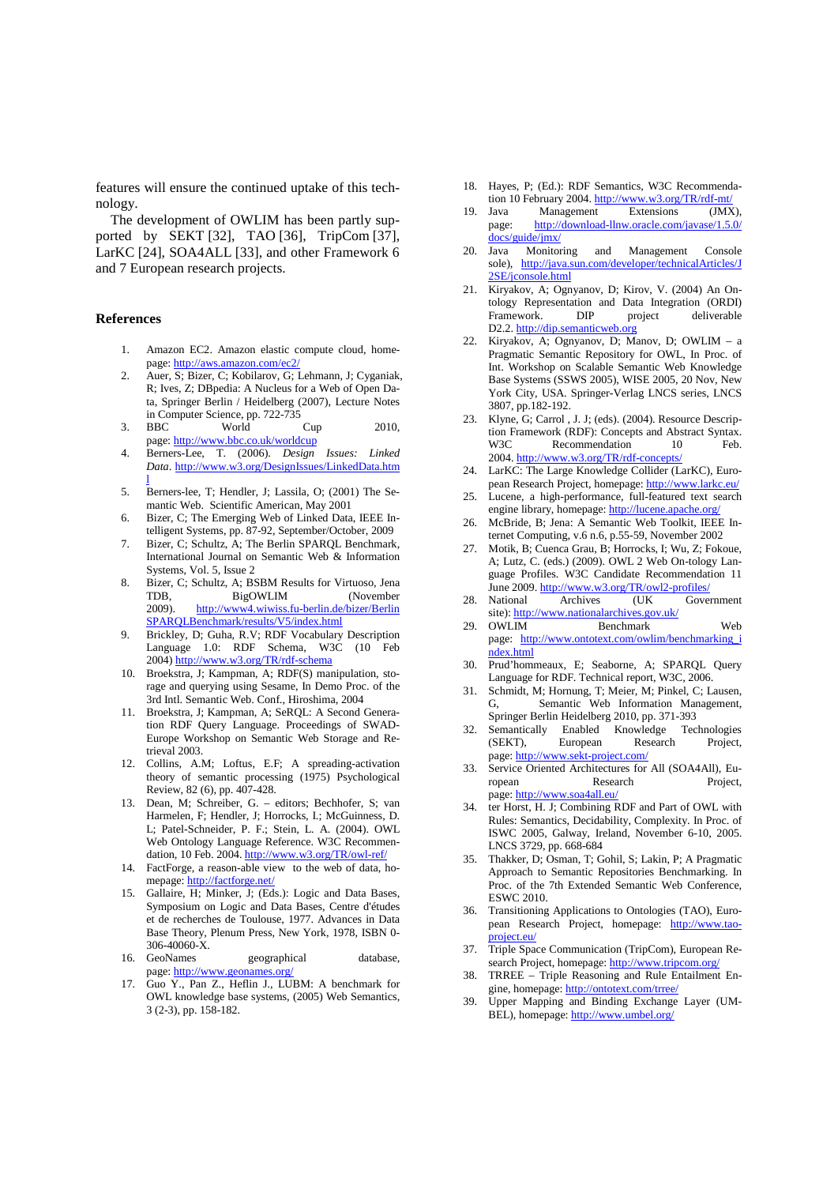features will ensure the continued uptake of this technology.

The development of OWLIM has been partly supported by SEKT [32], TAO [36], TripCom [37], LarKC [24], SOA4ALL [33], and other Framework 6 and 7 European research projects.

## References

1. Amazon EC2. Amazon elastic compute cloud, homepage: http://aws.amazon.com/ec2/
2. Auer, S; Bizer, C; Kobilarov, G; Lehmann, J; Cyganiak, R; Ives, Z; DBpedia: A Nucleus for a Web of Open Data, Springer Berlin / Heidelberg (2007), Lecture Notes in Computer Science, pp. 722-735
3. BBC World Cup 2010, page: http://www.bbc.co.uk/worldcup
4. Berners-Lee, T. (2006). *Design Issues: Linked Data*. http://www.w3.org/DesignIssues/LinkedData.html
5. Berners-lee, T; Hendler, J; Lassila, O; (2001) The Semantic Web. Scientific American, May 2001
6. Bizer, C; The Emerging Web of Linked Data, IEEE Intelligent Systems, pp. 87-92, September/October, 2009
7. Bizer, C; Schultz, A; The Berlin SPARQL Benchmark, International Journal on Semantic Web & Information Systems, Vol. 5, Issue 2
8. Bizer, C; Schultz, A; BSBM Results for Virtuoso, Jena TDB, BigOWLIM (November 2009). http://www4.wiwiss.fu-berlin.de/bizer/BerlinSPARQLBenchmark/results/V5/index.html
9. Brickley, D; Guha, R.V; RDF Vocabulary Description Language 1.0: RDF Schema, W3C (10 Feb 2004) http://www.w3.org/TR/rdf-schema
10. Broekstra, J; Kampman, A; RDF(S) manipulation, storage and querying using Sesame, In Demo Proc. of the 3rd Intl. Semantic Web. Conf., Hiroshima, 2004
11. Broekstra, J; Kampman, A; SeRQL: A Second Generation RDF Query Language. Proceedings of SWAD-Europe Workshop on Semantic Web Storage and Retrieval 2003.
12. Collins, A.M; Loftus, E.F; A spreading-activation theory of semantic processing (1975) Psychological Review, 82 (6), pp. 407-428.
13. Dean, M; Schreiber, G. – editors; Bechhofer, S; van Harmelen, F; Hendler, J; Horrocks, I.; McGuinness, D. L; Patel-Schneider, P. F.; Stein, L. A. (2004). OWL Web Ontology Language Reference. W3C Recommendation, 10 Feb. 2004. http://www.w3.org/TR/owl-ref/
14. FactForge, a reason-able view to the web of data, homepage: http://factforge.net/
15. Gallaire, H; Minker, J; (Eds.): Logic and Data Bases, Symposium on Logic and Data Bases, Centre d'études et de recherches de Toulouse, 1977. Advances in Data Base Theory, Plenum Press, New York, 1978, ISBN 0-306-40060-X.
16. GeoNames geographical database, page: http://www.geonames.org/
17. Guo Y., Pan Z., Heflin J., LUBM: A benchmark for OWL knowledge base systems, (2005) Web Semantics, 3 (2-3), pp. 158-182.
18. Hayes, P; (Ed.): RDF Semantics, W3C Recommendation 10 February 2004. http://www.w3.org/TR/rdf-mt/
19. Java Management Extensions (JMX), page: http://download-llnw.oracle.com/javase/1.5.0/docs/guide/jmx/
20. Java Monitoring and Management Console), http://java.sun.com/developer/technicalArticles/J2SE/jconsole.html
21. Kiryakov, A; Ognyanov, D; Kirov, V. (2004) An Ontology Representation and Data Integration (ORDI) Framework. DIP project deliverable D2.2. http://dip.semanticweb.org
22. Kiryakov, A; Ognyanov, D; Manov, D; OWLIM – a Pragmatic Semantic Repository for OWL, In Proc. of Int. Workshop on Scalable Semantic Web Knowledge Base Systems (SSWS 2005), WISE 2005, 20 Nov, New York City, USA. Springer-Verlag LNCS series, LNCS 3807, pp.182-192.
23. Klyne, G; Carrol , J. J; (eds). (2004). Resource Description Framework (RDF): Concepts and Abstract Syntax. W3C Recommendation 10 Feb. 2004. http://www.w3.org/TR/rdf-concepts/
24. LarKC: The Large Knowledge Collider (LarKC), European Research Project, homepage: http://www.larkc.eu/
25. Lucene, a high-performance, full-featured text search engine library, homepage: http://lucene.apache.org/
26. McBride, B; Jena: A Semantic Web Toolkit, IEEE Internet Computing, v.6 n.6, p.55-59, November 2002
27. Motik, B; Cuenca Grau, B; Horrocks, I; Wu, Z; Fokoue, A; Lutz, C. (eds.) (2009). OWL 2 Web On-tology Language Profiles. W3C Candidate Recommendation 11 June 2009. http://www.w3.org/TR/owl2-profiles/
28. National Archives (UK Government site): http://www.nationalarchives.gov.uk/
29. OWLIM Benchmark Web page: http://www.ontotext.com/owlim/benchmarking_index.html
30. Prud'hommeaux, E; Seaborne, A; SPARQL Query Language for RDF. Technical report, W3C, 2006.
31. Schmidt, M; Hornung, T; Meier, M; Pinkel, C; Lausen, G, Semantic Web Information Management, Springer Berlin Heidelberg 2010, pp. 371-393
32. Semantically Enabled Knowledge Technologies (SEKT), European Research Project, page: http://www.sekt-project.com/
33. Service Oriented Architectures for All (SOA4All), European Research Project, page: http://www.soa4all.eu/
34. ter Horst, H. J; Combining RDF and Part of OWL with Rules: Semantics, Decidability, Complexity. In Proc. of ISWC 2005, Galway, Ireland, November 6-10, 2005. LNCS 3729, pp. 668-684
35. Thakker, D; Osman, T; Gohil, S; Lakin, P; A Pragmatic Approach to Semantic Repositories Benchmarking. In Proc. of the 7th Extended Semantic Web Conference, ESWC 2010.
36. Transitioning Applications to Ontologies (TAO), European Research Project, homepage: http://www.tao-project.eu/
37. Triple Space Communication (TripCom), European Research Project, homepage: http://www.tripcom.org/
38. TRREE – Triple Reasoning and Rule Entailment Engine, homepage: http://ontotext.com/trree/
39. Upper Mapping and Binding Exchange Layer (UMBEL), homepage: http://www.umbel.org/